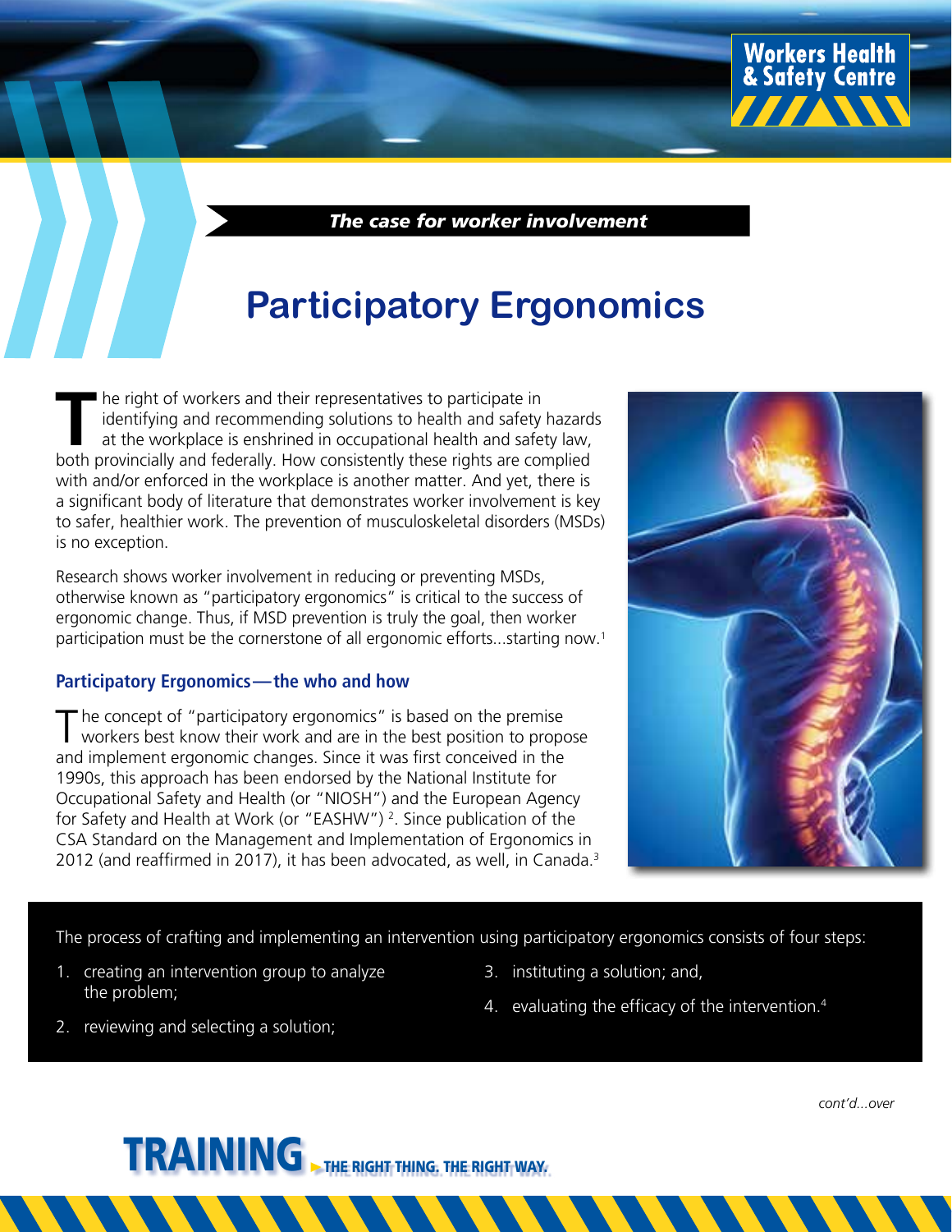Workers Health & Safety Centre

*The case for worker involvement*

# Participatory Ergonomics

The right of workers and their representatives to participate in identifying and recommending solutions to health and safety hazards at the workplace is enshrined in occupational health and safety law, both provincially and federally. How consistently these rights are complied with and/or enforced in the workplace is another matter. And yet, there is a significant body of literature that demonstrates worker involvement is key to safer, healthier work. The prevention of musculoskeletal disorders (MSDs) is no exception.

Research shows worker involvement in reducing or preventing MSDs, otherwise known as "participatory ergonomics" is critical to the success of ergonomic change. Thus, if MSD prevention is truly the goal, then worker participation must be the cornerstone of all ergonomic efforts...starting now.[1]

### Participatory Ergonomics—the who and how

The concept of "participatory ergonomics" is based on the premise workers best know their work and are in the best position to propose and implement ergonomic changes. Since it was first conceived in the 1990s, this approach has been endorsed by the National Institute for Occupational Safety and Health (or "NIOSH") and the European Agency for Safety and Health at Work (or "EASHW")[2]. Since publication of the CSA Standard on the Management and Implementation of Ergonomics in 2012 (and reaffirmed in 2017), it has been advocated, as well, in Canada.[3]

The process of crafting and implementing an intervention using participatory ergonomics consists of four steps:

1. creating an intervention group to analyze the problem;
2. reviewing and selecting a solution;
3. instituting a solution; and,
4. evaluating the efficacy of the intervention.[4]

*cont'd...over*

TRAINING ▸ THE RIGHT THING. THE RIGHT WAY.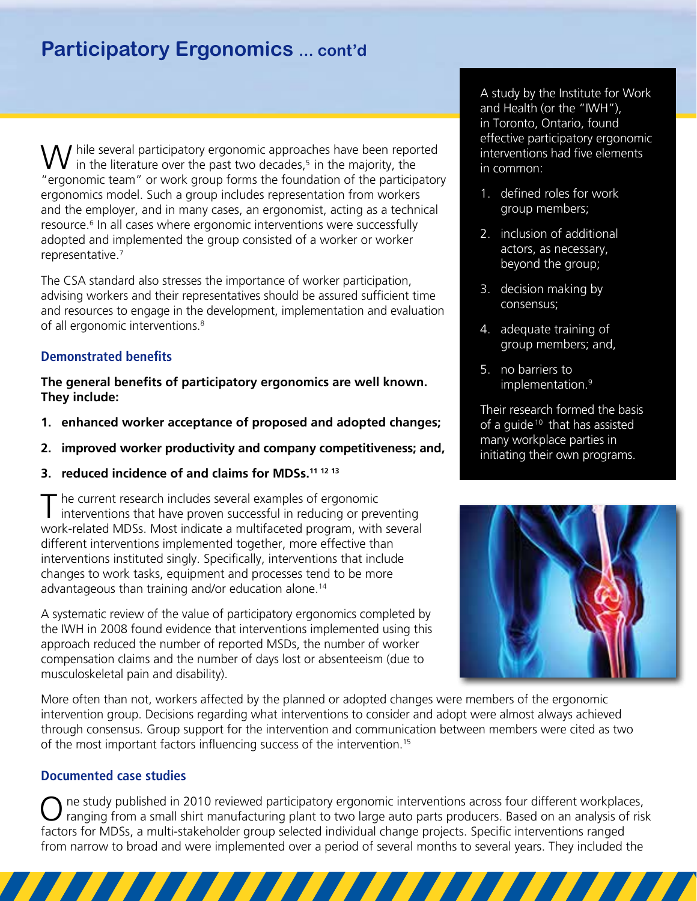## Participatory Ergonomics ... cont'd

While several participatory ergonomic approaches have been reported in the literature over the past two decades,[5] in the majority, the "ergonomic team" or work group forms the foundation of the participatory ergonomics model. Such a group includes representation from workers and the employer, and in many cases, an ergonomist, acting as a technical resource.[6] In all cases where ergonomic interventions were successfully adopted and implemented the group consisted of a worker or worker representative.[7]

The CSA standard also stresses the importance of worker participation, advising workers and their representatives should be assured sufficient time and resources to engage in the development, implementation and evaluation of all ergonomic interventions.[8]

### Demonstrated benefits

**The general benefits of participatory ergonomics are well known. They include:**

1. **enhanced worker acceptance of proposed and adopted changes;**
2. **improved worker productivity and company competitiveness; and,**
3. **reduced incidence of and claims for MDSs.[11] [12] [13]**

The current research includes several examples of ergonomic interventions that have proven successful in reducing or preventing work-related MDSs. Most indicate a multifaceted program, with several different interventions implemented together, more effective than interventions instituted singly. Specifically, interventions that include changes to work tasks, equipment and processes tend to be more advantageous than training and/or education alone.[14]

A systematic review of the value of participatory ergonomics completed by the IWH in 2008 found evidence that interventions implemented using this approach reduced the number of reported MSDs, the number of worker compensation claims and the number of days lost or absenteeism (due to musculoskeletal pain and disability).

A study by the Institute for Work and Health (or the "IWH"), in Toronto, Ontario, found effective participatory ergonomic interventions had five elements in common:

1. defined roles for work group members;
2. inclusion of additional actors, as necessary, beyond the group;
3. decision making by consensus;
4. adequate training of group members; and,
5. no barriers to implementation.[9]

Their research formed the basis of a guide[10] that has assisted many workplace parties in initiating their own programs.

More often than not, workers affected by the planned or adopted changes were members of the ergonomic intervention group. Decisions regarding what interventions to consider and adopt were almost always achieved through consensus. Group support for the intervention and communication between members were cited as two of the most important factors influencing success of the intervention.[15]

### Documented case studies

One study published in 2010 reviewed participatory ergonomic interventions across four different workplaces, ranging from a small shirt manufacturing plant to two large auto parts producers. Based on an analysis of risk factors for MDSs, a multi-stakeholder group selected individual change projects. Specific interventions ranged from narrow to broad and were implemented over a period of several months to several years. They included the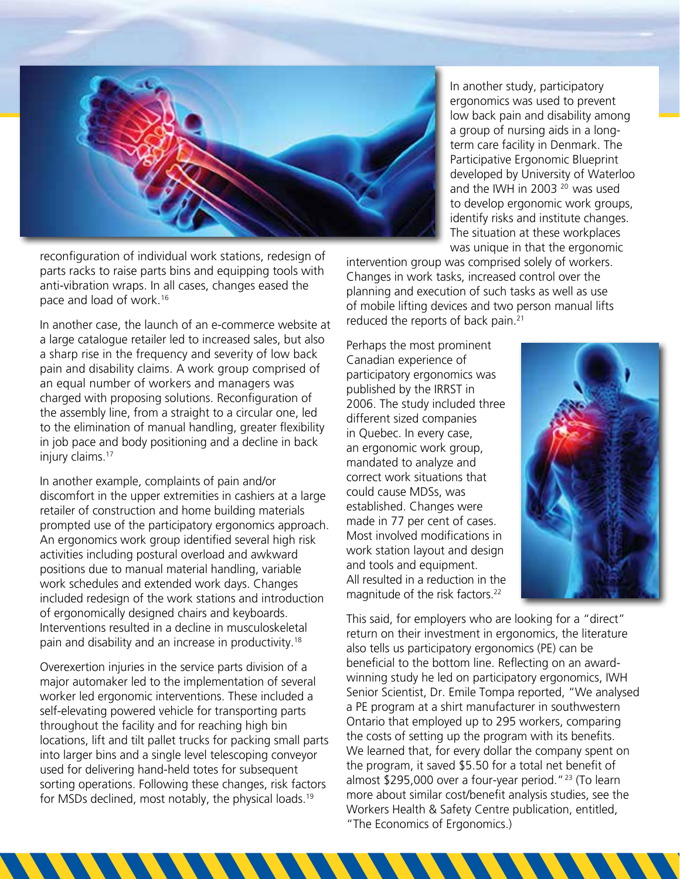reconfiguration of individual work stations, redesign of parts racks to raise parts bins and equipping tools with anti-vibration wraps. In all cases, changes eased the pace and load of work.[16]

In another case, the launch of an e-commerce website at a large catalogue retailer led to increased sales, but also a sharp rise in the frequency and severity of low back pain and disability claims. A work group comprised of an equal number of workers and managers was charged with proposing solutions. Reconfiguration of the assembly line, from a straight to a circular one, led to the elimination of manual handling, greater flexibility in job pace and body positioning and a decline in back injury claims.[17]

In another example, complaints of pain and/or discomfort in the upper extremities in cashiers at a large retailer of construction and home building materials prompted use of the participatory ergonomics approach. An ergonomics work group identified several high risk activities including postural overload and awkward positions due to manual material handling, variable work schedules and extended work days. Changes included redesign of the work stations and introduction of ergonomically designed chairs and keyboards. Interventions resulted in a decline in musculoskeletal pain and disability and an increase in productivity.[18]

Overexertion injuries in the service parts division of a major automaker led to the implementation of several worker led ergonomic interventions. These included a self-elevating powered vehicle for transporting parts throughout the facility and for reaching high bin locations, lift and tilt pallet trucks for packing small parts into larger bins and a single level telescoping conveyor used for delivering hand-held totes for subsequent sorting operations. Following these changes, risk factors for MSDs declined, most notably, the physical loads.[19]

In another study, participatory ergonomics was used to prevent low back pain and disability among a group of nursing aids in a long-term care facility in Denmark. The Participative Ergonomic Blueprint developed by University of Waterloo and the IWH in 2003 [20] was used to develop ergonomic work groups, identify risks and institute changes. The situation at these workplaces was unique in that the ergonomic intervention group was comprised solely of workers. Changes in work tasks, increased control over the planning and execution of such tasks as well as use of mobile lifting devices and two person manual lifts reduced the reports of back pain.[21]

Perhaps the most prominent Canadian experience of participatory ergonomics was published by the IRRST in 2006. The study included three different sized companies in Quebec. In every case, an ergonomic work group, mandated to analyze and correct work situations that could cause MDSs, was established. Changes were made in 77 per cent of cases. Most involved modifications in work station layout and design and tools and equipment. All resulted in a reduction in the magnitude of the risk factors.[22]

This said, for employers who are looking for a "direct" return on their investment in ergonomics, the literature also tells us participatory ergonomics (PE) can be beneficial to the bottom line. Reflecting on an award-winning study he led on participatory ergonomics, IWH Senior Scientist, Dr. Emile Tompa reported, "We analysed a PE program at a shirt manufacturer in southwestern Ontario that employed up to 295 workers, comparing the costs of setting up the program with its benefits. We learned that, for every dollar the company spent on the program, it saved $5.50 for a total net benefit of almost $295,000 over a four-year period." [23] (To learn more about similar cost/benefit analysis studies, see the Workers Health & Safety Centre publication, entitled, "The Economics of Ergonomics.)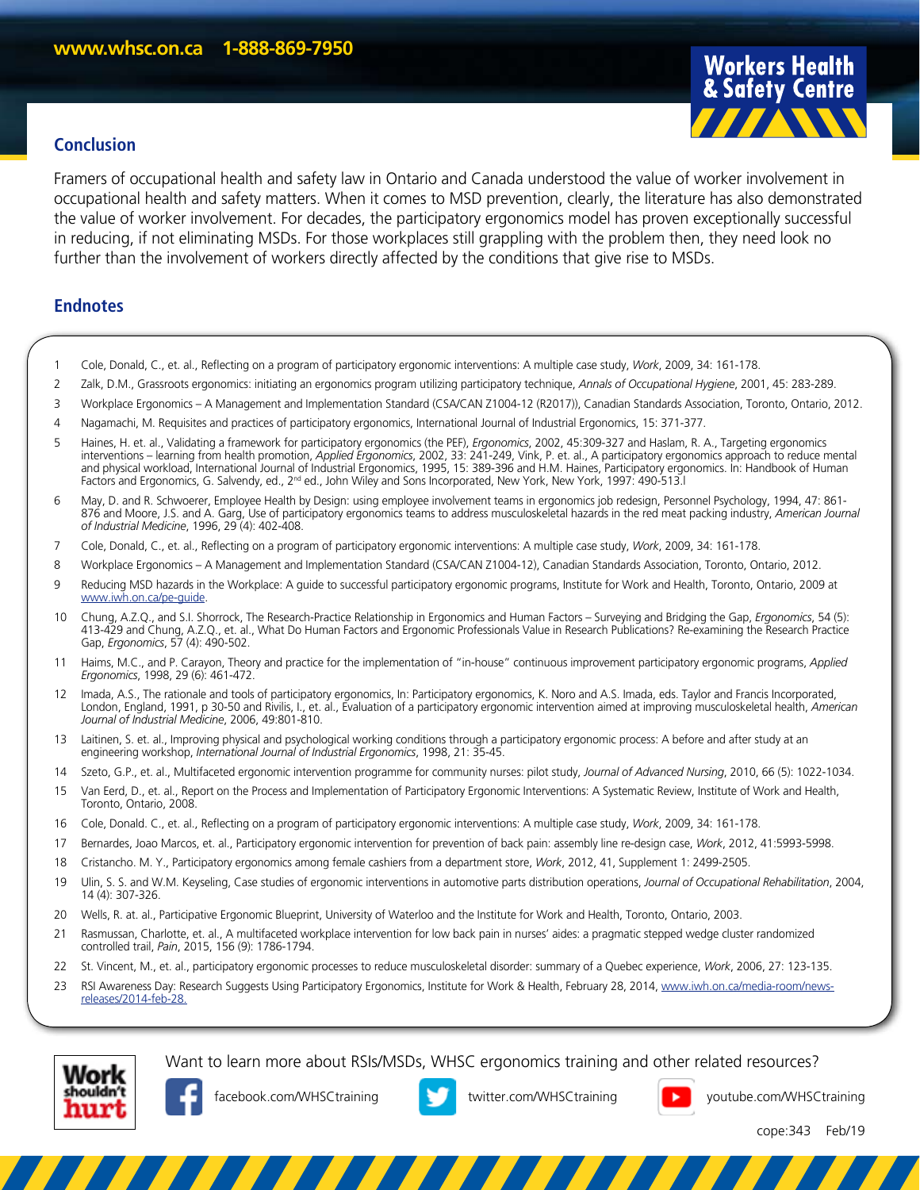## Conclusion

Framers of occupational health and safety law in Ontario and Canada understood the value of worker involvement in occupational health and safety matters. When it comes to MSD prevention, clearly, the literature has also demonstrated the value of worker involvement. For decades, the participatory ergonomics model has proven exceptionally successful in reducing, if not eliminating MSDs. For those workplaces still grappling with the problem then, they need look no further than the involvement of workers directly affected by the conditions that give rise to MSDs.

## Endnotes

1. Cole, Donald, C., et. al., Reflecting on a program of participatory ergonomic interventions: A multiple case study, *Work*, 2009, 34: 161-178.
2. Zalk, D.M., Grassroots ergonomics: initiating an ergonomics program utilizing participatory technique, *Annals of Occupational Hygiene*, 2001, 45: 283-289.
3. Workplace Ergonomics – A Management and Implementation Standard (CSA/CAN Z1004-12 (R2017)), Canadian Standards Association, Toronto, Ontario, 2012.
4. Nagamachi, M. Requisites and practices of participatory ergonomics, International Journal of Industrial Ergonomics, 15: 371-377.
5. Haines, H. et. al., Validating a framework for participatory ergonomics (the PEF), *Ergonomics*, 2002, 45:309-327 and Haslam, R. A., Targeting ergonomics interventions – learning from health promotion, *Applied Ergonomics*, 2002, 33: 241-249, Vink, P. et. al., A participatory ergonomics approach to reduce mental and physical workload, International Journal of Industrial Ergonomics, 1995, 15: 389-396 and H.M. Haines, Participatory ergonomics. In: Handbook of Human Factors and Ergonomics, G. Salvendy, ed., 2nd ed., John Wiley and Sons Incorporated, New York, New York, 1997: 490-513.l
6. May, D. and R. Schwoerer, Employee Health by Design: using employee involvement teams in ergonomics job redesign, Personnel Psychology, 1994, 47: 861-876 and Moore, J.S. and A. Garg, Use of participatory ergonomics teams to address musculoskeletal hazards in the red meat packing industry, *American Journal of Industrial Medicine*, 1996, 29 (4): 402-408.
7. Cole, Donald, C., et. al., Reflecting on a program of participatory ergonomic interventions: A multiple case study, *Work*, 2009, 34: 161-178.
8. Workplace Ergonomics – A Management and Implementation Standard (CSA/CAN Z1004-12), Canadian Standards Association, Toronto, Ontario, 2012.
9. Reducing MSD hazards in the Workplace: A guide to successful participatory ergonomic programs, Institute for Work and Health, Toronto, Ontario, 2009 at www.iwh.on.ca/pe-guide.
10. Chung, A.Z.Q., and S.I. Shorrock, The Research-Practice Relationship in Ergonomics and Human Factors – Surveying and Bridging the Gap, *Ergonomics*, 54 (5): 413-429 and Chung, A.Z.Q., et. al., What Do Human Factors and Ergonomic Professionals Value in Research Publications? Re-examining the Research Practice Gap, *Ergonomics*, 57 (4): 490-502.
11. Haims, M.C., and P. Carayon, Theory and practice for the implementation of "in-house" continuous improvement participatory ergonomic programs, *Applied Ergonomics*, 1998, 29 (6): 461-472.
12. Imada, A.S., The rationale and tools of participatory ergonomics, In: Participatory ergonomics, K. Noro and A.S. Imada, eds. Taylor and Francis Incorporated, London, England, 1991, p 30-50 and Rivilis, I., et. al., Evaluation of a participatory ergonomic intervention aimed at improving musculoskeletal health, *American Journal of Industrial Medicine*, 2006, 49:801-810.
13. Laitinen, S. et. al., Improving physical and psychological working conditions through a participatory ergonomic process: A before and after study at an engineering workshop, *International Journal of Industrial Ergonomics*, 1998, 21: 35-45.
14. Szeto, G.P., et. al., Multifaceted ergonomic intervention programme for community nurses: pilot study, *Journal of Advanced Nursing*, 2010, 66 (5): 1022-1034.
15. Van Eerd, D., et. al., Report on the Process and Implementation of Participatory Ergonomic Interventions: A Systematic Review, Institute of Work and Health, Toronto, Ontario, 2008.
16. Cole, Donald. C., et. al., Reflecting on a program of participatory ergonomic interventions: A multiple case study, *Work*, 2009, 34: 161-178.
17. Bernardes, Joao Marcos, et. al., Participatory ergonomic intervention for prevention of back pain: assembly line re-design case, *Work*, 2012, 41:5993-5998.
18. Cristancho. M. Y., Participatory ergonomics among female cashiers from a department store, *Work*, 2012, 41, Supplement 1: 2499-2505.
19. Ulin, S. S. and W.M. Keyseling, Case studies of ergonomic interventions in automotive parts distribution operations, *Journal of Occupational Rehabilitation*, 2004, 14 (4): 307-326.
20. Wells, R. at. al., Participative Ergonomic Blueprint, University of Waterloo and the Institute for Work and Health, Toronto, Ontario, 2003.
21. Rasmussan, Charlotte, et. al., A multifaceted workplace intervention for low back pain in nurses' aides: a pragmatic stepped wedge cluster randomized controlled trail, *Pain*, 2015, 156 (9): 1786-1794.
22. St. Vincent, M., et. al., participatory ergonomic processes to reduce musculoskeletal disorder: summary of a Quebec experience, *Work*, 2006, 27: 123-135.
23. RSI Awareness Day: Research Suggests Using Participatory Ergonomics, Institute for Work & Health, February 28, 2014, www.iwh.on.ca/media-room/news-releases/2014-feb-28.

Want to learn more about RSIs/MSDs, WHSC ergonomics training and other related resources?

facebook.com/WHSCtraining twitter.com/WHSCtraining youtube.com/WHSCtraining

cope:343 Feb/19